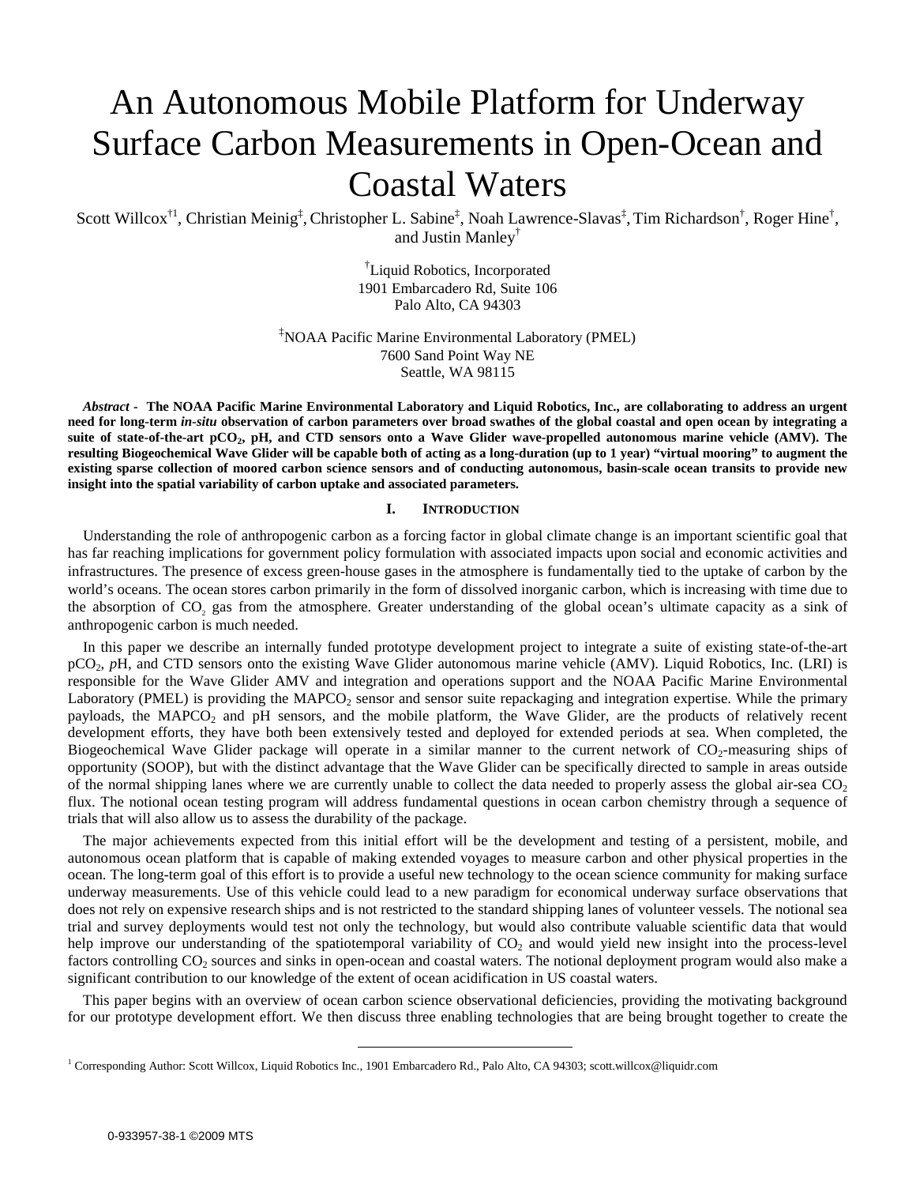# An Autonomous Mobile Platform for Underway Surface Carbon Measurements in Open-Ocean and Coastal Waters

Scott Willcox[†1], Christian Meinig[‡], Christopher L. Sabine[‡], Noah Lawrence-Slavas[‡], Tim Richardson[†], Roger Hine[†], and Justin Manley[†]

[†]Liquid Robotics, Incorporated
1901 Embarcadero Rd, Suite 106
Palo Alto, CA 94303

[‡]NOAA Pacific Marine Environmental Laboratory (PMEL)
7600 Sand Point Way NE
Seattle, WA 98115

***Abstract* - The NOAA Pacific Marine Environmental Laboratory and Liquid Robotics, Inc., are collaborating to address an urgent need for long-term *in-situ* observation of carbon parameters over broad swathes of the global coastal and open ocean by integrating a suite of state-of-the-art $pCO_2$, pH, and CTD sensors onto a Wave Glider wave-propelled autonomous marine vehicle (AMV). The resulting Biogeochemical Wave Glider will be capable both of acting as a long-duration (up to 1 year) "virtual mooring" to augment the existing sparse collection of moored carbon science sensors and of conducting autonomous, basin-scale ocean transits to provide new insight into the spatial variability of carbon uptake and associated parameters.**

## I. Introduction

Understanding the role of anthropogenic carbon as a forcing factor in global climate change is an important scientific goal that has far reaching implications for government policy formulation with associated impacts upon social and economic activities and infrastructures. The presence of excess green-house gases in the atmosphere is fundamentally tied to the uptake of carbon by the world's oceans. The ocean stores carbon primarily in the form of dissolved inorganic carbon, which is increasing with time due to the absorption of $CO_2$ gas from the atmosphere. Greater understanding of the global ocean's ultimate capacity as a sink of anthropogenic carbon is much needed.

In this paper we describe an internally funded prototype development project to integrate a suite of existing state-of-the-art $pCO_2$, *p*H, and CTD sensors onto the existing Wave Glider autonomous marine vehicle (AMV). Liquid Robotics, Inc. (LRI) is responsible for the Wave Glider AMV and integration and operations support and the NOAA Pacific Marine Environmental Laboratory (PMEL) is providing the $MAPCO_2$ sensor and sensor suite repackaging and integration expertise. While the primary payloads, the $MAPCO_2$ and pH sensors, and the mobile platform, the Wave Glider, are the products of relatively recent development efforts, they have both been extensively tested and deployed for extended periods at sea. When completed, the Biogeochemical Wave Glider package will operate in a similar manner to the current network of $CO_2$-measuring ships of opportunity (SOOP), but with the distinct advantage that the Wave Glider can be specifically directed to sample in areas outside of the normal shipping lanes where we are currently unable to collect the data needed to properly assess the global air-sea $CO_2$ flux. The notional ocean testing program will address fundamental questions in ocean carbon chemistry through a sequence of trials that will also allow us to assess the durability of the package.

The major achievements expected from this initial effort will be the development and testing of a persistent, mobile, and autonomous ocean platform that is capable of making extended voyages to measure carbon and other physical properties in the ocean. The long-term goal of this effort is to provide a useful new technology to the ocean science community for making surface underway measurements. Use of this vehicle could lead to a new paradigm for economical underway surface observations that does not rely on expensive research ships and is not restricted to the standard shipping lanes of volunteer vessels. The notional sea trial and survey deployments would test not only the technology, but would also contribute valuable scientific data that would help improve our understanding of the spatiotemporal variability of $CO_2$ and would yield new insight into the process-level factors controlling $CO_2$ sources and sinks in open-ocean and coastal waters. The notional deployment program would also make a significant contribution to our knowledge of the extent of ocean acidification in US coastal waters.

This paper begins with an overview of ocean carbon science observational deficiencies, providing the motivating background for our prototype development effort. We then discuss three enabling technologies that are being brought together to create the

[1] Corresponding Author: Scott Willcox, Liquid Robotics Inc., 1901 Embarcadero Rd., Palo Alto, CA 94303; scott.willcox@liquidr.com

0-933957-38-1 ©2009 MTS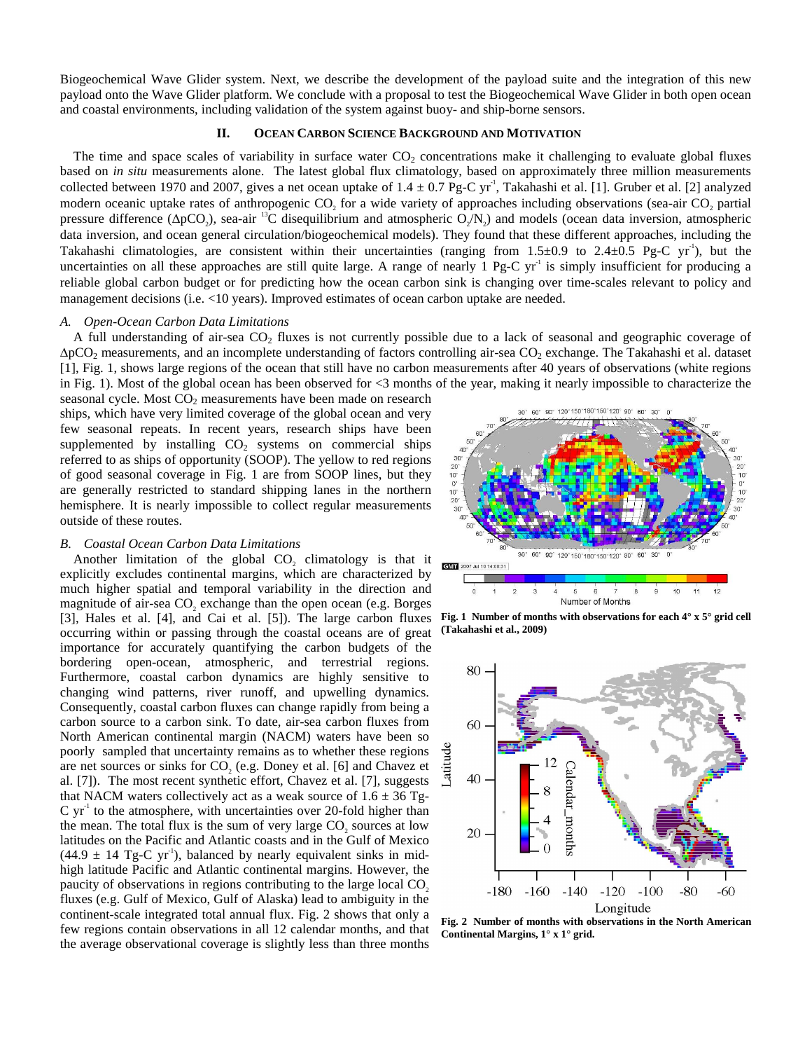Biogeochemical Wave Glider system. Next, we describe the development of the payload suite and the integration of this new payload onto the Wave Glider platform. We conclude with a proposal to test the Biogeochemical Wave Glider in both open ocean and coastal environments, including validation of the system against buoy- and ship-borne sensors.

## II. Ocean Carbon Science Background and Motivation

The time and space scales of variability in surface water $CO_2$ concentrations make it challenging to evaluate global fluxes based on *in situ* measurements alone. The latest global flux climatology, based on approximately three million measurements collected between 1970 and 2007, gives a net ocean uptake of $1.4 \pm 0.7$ Pg-C $yr^{-1}$, Takahashi et al. [1]. Gruber et al. [2] analyzed modern oceanic uptake rates of anthropogenic $CO_2$ for a wide variety of approaches including observations (sea-air $CO_2$ partial pressure difference ($\Delta pCO_2$), sea-air $^{13}C$ disequilibrium and atmospheric $O_2/N_2$) and models (ocean data inversion, atmospheric data inversion, and ocean general circulation/biogeochemical models). They found that these different approaches, including the Takahashi climatologies, are consistent within their uncertainties (ranging from $1.5\pm0.9$ to $2.4\pm0.5$ Pg-C $yr^{-1}$), but the uncertainties on all these approaches are still quite large. A range of nearly 1 Pg-C $yr^{-1}$ is simply insufficient for producing a reliable global carbon budget or for predicting how the ocean carbon sink is changing over time-scales relevant to policy and management decisions (i.e. <10 years). Improved estimates of ocean carbon uptake are needed.

### *A. Open-Ocean Carbon Data Limitations*

A full understanding of air-sea $CO_2$ fluxes is not currently possible due to a lack of seasonal and geographic coverage of $\Delta pCO_2$ measurements, and an incomplete understanding of factors controlling air-sea $CO_2$ exchange. The Takahashi et al. dataset [1], Fig. 1, shows large regions of the ocean that still have no carbon measurements after 40 years of observations (white regions in Fig. 1). Most of the global ocean has been observed for <3 months of the year, making it nearly impossible to characterize the seasonal cycle. Most $CO_2$ measurements have been made on research ships, which have very limited coverage of the global ocean and very few seasonal repeats. In recent years, research ships have been supplemented by installing $CO_2$ systems on commercial ships referred to as ships of opportunity (SOOP). The yellow to red regions of good seasonal coverage in Fig. 1 are from SOOP lines, but they are generally restricted to standard shipping lanes in the northern hemisphere. It is nearly impossible to collect regular measurements outside of these routes.

**Fig. 1 Number of months with observations for each 4° x 5° grid cell (Takahashi et al., 2009)**

### *B. Coastal Ocean Carbon Data Limitations*

Another limitation of the global $CO_2$ climatology is that it explicitly excludes continental margins, which are characterized by much higher spatial and temporal variability in the direction and magnitude of air-sea $CO_2$ exchange than the open ocean (e.g. Borges [3], Hales et al. [4], and Cai et al. [5]). The large carbon fluxes occurring within or passing through the coastal oceans are of great importance for accurately quantifying the carbon budgets of the bordering open-ocean, atmospheric, and terrestrial regions. Furthermore, coastal carbon dynamics are highly sensitive to changing wind patterns, river runoff, and upwelling dynamics. Consequently, coastal carbon fluxes can change rapidly from being a carbon source to a carbon sink. To date, air-sea carbon fluxes from North American continental margin (NACM) waters have been so poorly sampled that uncertainty remains as to whether these regions are net sources or sinks for $CO_2$ (e.g. Doney et al. [6] and Chavez et al. [7]). The most recent synthetic effort, Chavez et al. [7], suggests that NACM waters collectively act as a weak source of $1.6 \pm 36$ Tg-C $yr^{-1}$ to the atmosphere, with uncertainties over 20-fold higher than the mean. The total flux is the sum of very large $CO_2$ sources at low latitudes on the Pacific and Atlantic coasts and in the Gulf of Mexico ($44.9 \pm 14$ Tg-C $yr^{-1}$), balanced by nearly equivalent sinks in mid-high latitude Pacific and Atlantic continental margins. However, the paucity of observations in regions contributing to the large local $CO_2$ fluxes (e.g. Gulf of Mexico, Gulf of Alaska) lead to ambiguity in the continent-scale integrated total annual flux. Fig. 2 shows that only a few regions contain observations in all 12 calendar months, and that the average observational coverage is slightly less than three months

**Fig. 2 Number of months with observations in the North American Continental Margins, 1° x 1° grid.**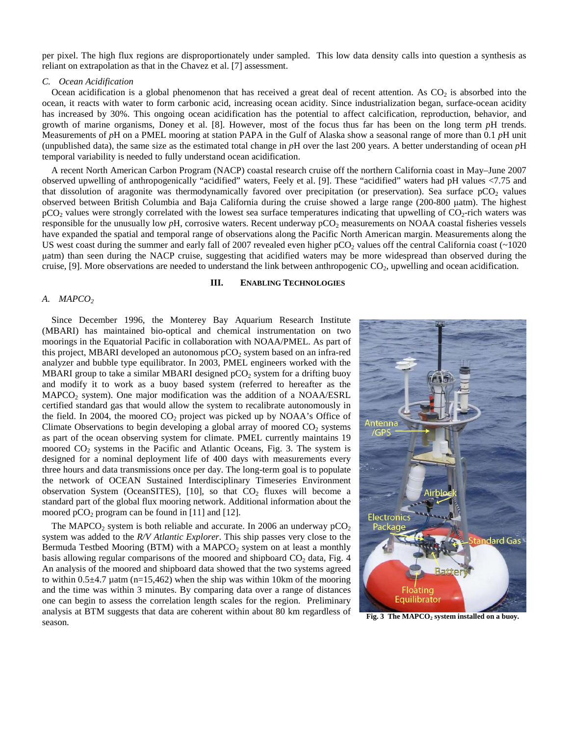per pixel. The high flux regions are disproportionately under sampled. This low data density calls into question a synthesis as reliant on extrapolation as that in the Chavez et al. [7] assessment.

### C. Ocean Acidification

Ocean acidification is a global phenomenon that has received a great deal of recent attention. As $CO_2$ is absorbed into the ocean, it reacts with water to form carbonic acid, increasing ocean acidity. Since industrialization began, surface-ocean acidity has increased by 30%. This ongoing ocean acidification has the potential to affect calcification, reproduction, behavior, and growth of marine organisms, Doney et al. [8]. However, most of the focus thus far has been on the long term *p*H trends. Measurements of *p*H on a PMEL mooring at station PAPA in the Gulf of Alaska show a seasonal range of more than 0.1 *p*H unit (unpublished data), the same size as the estimated total change in *p*H over the last 200 years. A better understanding of ocean *p*H temporal variability is needed to fully understand ocean acidification.

A recent North American Carbon Program (NACP) coastal research cruise off the northern California coast in May–June 2007 observed upwelling of anthropogenically "acidified" waters, Feely et al. [9]. These "acidified" waters had pH values <7.75 and that dissolution of aragonite was thermodynamically favored over precipitation (or preservation). Sea surface $pCO_2$ values observed between British Columbia and Baja California during the cruise showed a large range (200-800 μatm). The highest $pCO_2$ values were strongly correlated with the lowest sea surface temperatures indicating that upwelling of $CO_2$-rich waters was responsible for the unusually low *p*H, corrosive waters. Recent underway $pCO_2$ measurements on NOAA coastal fisheries vessels have expanded the spatial and temporal range of observations along the Pacific North American margin. Measurements along the US west coast during the summer and early fall of 2007 revealed even higher $pCO_2$ values off the central California coast (~1020 μatm) than seen during the NACP cruise, suggesting that acidified waters may be more widespread than observed during the cruise, [9]. More observations are needed to understand the link between anthropogenic $CO_2$, upwelling and ocean acidification.

## III. Enabling Technologies

### A. $MAPCO_2$

Since December 1996, the Monterey Bay Aquarium Research Institute (MBARI) has maintained bio-optical and chemical instrumentation on two moorings in the Equatorial Pacific in collaboration with NOAA/PMEL. As part of this project, MBARI developed an autonomous $pCO_2$ system based on an infra-red analyzer and bubble type equilibrator. In 2003, PMEL engineers worked with the MBARI group to take a similar MBARI designed $pCO_2$ system for a drifting buoy and modify it to work as a buoy based system (referred to hereafter as the $MAPCO_2$ system). One major modification was the addition of a NOAA/ESRL certified standard gas that would allow the system to recalibrate autonomously in the field. In 2004, the moored $CO_2$ project was picked up by NOAA's Office of Climate Observations to begin developing a global array of moored $CO_2$ systems as part of the ocean observing system for climate. PMEL currently maintains 19 moored $CO_2$ systems in the Pacific and Atlantic Oceans, Fig. 3. The system is designed for a nominal deployment life of 400 days with measurements every three hours and data transmissions once per day. The long-term goal is to populate the network of OCEAN Sustained Interdisciplinary Timeseries Environment observation System (OceanSITES), [10], so that $CO_2$ fluxes will become a standard part of the global flux mooring network. Additional information about the moored $pCO_2$ program can be found in [11] and [12].

The $MAPCO_2$ system is both reliable and accurate. In 2006 an underway $pCO_2$ system was added to the *R/V Atlantic Explorer*. This ship passes very close to the Bermuda Testbed Mooring (BTM) with a $MAPCO_2$ system on at least a monthly basis allowing regular comparisons of the moored and shipboard $CO_2$ data, Fig. 4 An analysis of the moored and shipboard data showed that the two systems agreed to within 0.5±4.7 µatm (n=15,462) when the ship was within 10km of the mooring and the time was within 3 minutes. By comparing data over a range of distances one can begin to assess the correlation length scales for the region. Preliminary analysis at BTM suggests that data are coherent within about 80 km regardless of season.

**Fig. 3 The $MAPCO_2$ system installed on a buoy.**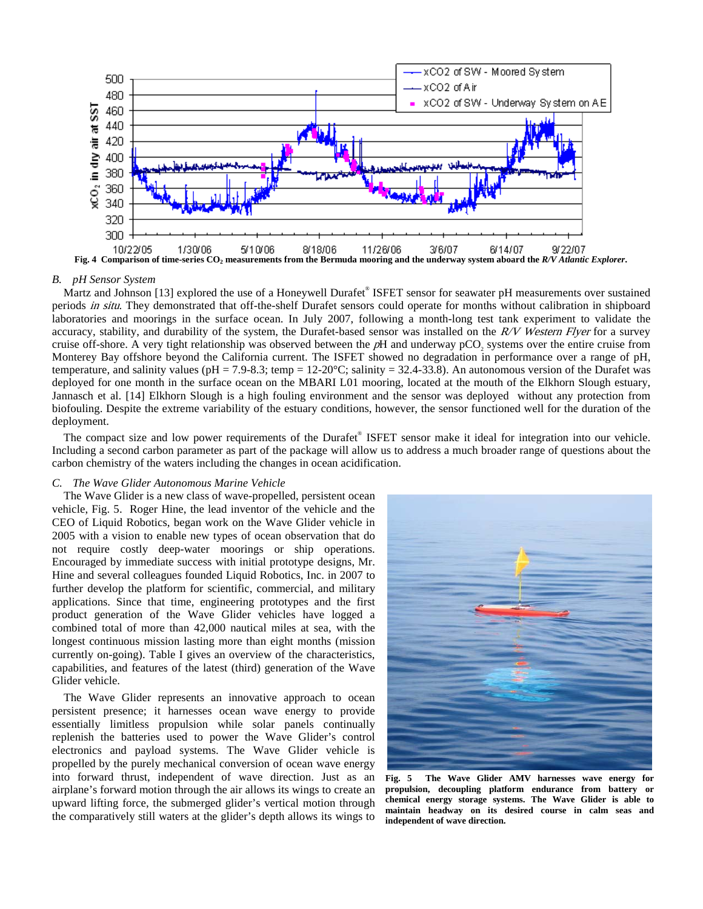Fig. 4 Comparison of time-series $CO_2$ measurements from the Bermuda mooring and the underway system aboard the *R/V Atlantic Explorer*.

### *B. pH Sensor System*

Martz and Johnson [13] explored the use of a Honeywell Durafet® ISFET sensor for seawater pH measurements over sustained periods *in situ*. They demonstrated that off-the-shelf Durafet sensors could operate for months without calibration in shipboard laboratories and moorings in the surface ocean. In July 2007, following a month-long test tank experiment to validate the accuracy, stability, and durability of the system, the Durafet-based sensor was installed on the *R/V Western Flyer* for a survey cruise off-shore. A very tight relationship was observed between the *p*H and underway $pCO_2$ systems over the entire cruise from Monterey Bay offshore beyond the California current. The ISFET showed no degradation in performance over a range of pH, temperature, and salinity values (pH = 7.9-8.3; temp = 12-20°C; salinity = 32.4-33.8). An autonomous version of the Durafet was deployed for one month in the surface ocean on the MBARI L01 mooring, located at the mouth of the Elkhorn Slough estuary, Jannasch et al. [14] Elkhorn Slough is a high fouling environment and the sensor was deployed without any protection from biofouling. Despite the extreme variability of the estuary conditions, however, the sensor functioned well for the duration of the deployment.

The compact size and low power requirements of the Durafet® ISFET sensor make it ideal for integration into our vehicle. Including a second carbon parameter as part of the package will allow us to address a much broader range of questions about the carbon chemistry of the waters including the changes in ocean acidification.

### *C. The Wave Glider Autonomous Marine Vehicle*

The Wave Glider is a new class of wave-propelled, persistent ocean vehicle, Fig. 5. Roger Hine, the lead inventor of the vehicle and the CEO of Liquid Robotics, began work on the Wave Glider vehicle in 2005 with a vision to enable new types of ocean observation that do not require costly deep-water moorings or ship operations. Encouraged by immediate success with initial prototype designs, Mr. Hine and several colleagues founded Liquid Robotics, Inc. in 2007 to further develop the platform for scientific, commercial, and military applications. Since that time, engineering prototypes and the first product generation of the Wave Glider vehicles have logged a combined total of more than 42,000 nautical miles at sea, with the longest continuous mission lasting more than eight months (mission currently on-going). Table I gives an overview of the characteristics, capabilities, and features of the latest (third) generation of the Wave Glider vehicle.

The Wave Glider represents an innovative approach to ocean persistent presence; it harnesses ocean wave energy to provide essentially limitless propulsion while solar panels continually replenish the batteries used to power the Wave Glider's control electronics and payload systems. The Wave Glider vehicle is propelled by the purely mechanical conversion of ocean wave energy into forward thrust, independent of wave direction. Just as an airplane's forward motion through the air allows its wings to create an upward lifting force, the submerged glider's vertical motion through the comparatively still waters at the glider's depth allows its wings to

**Fig. 5 The Wave Glider AMV harnesses wave energy for propulsion, decoupling platform endurance from battery or chemical energy storage systems. The Wave Glider is able to maintain headway on its desired course in calm seas and independent of wave direction.**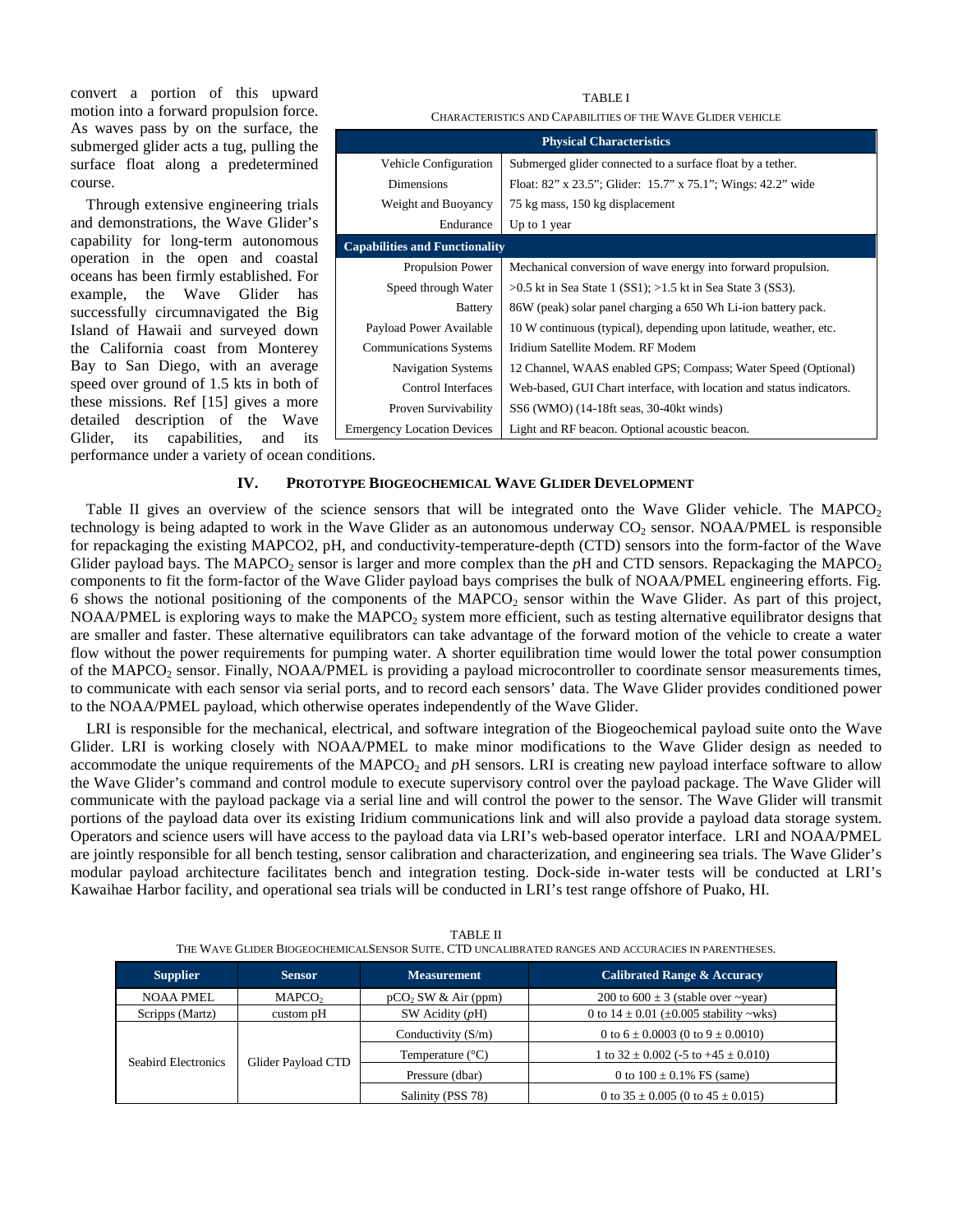convert a portion of this upward motion into a forward propulsion force. As waves pass by on the surface, the submerged glider acts a tug, pulling the surface float along a predetermined course.

Through extensive engineering trials and demonstrations, the Wave Glider's capability for long-term autonomous operation in the open and coastal oceans has been firmly established. For example, the Wave Glider has successfully circumnavigated the Big Island of Hawaii and surveyed down the California coast from Monterey Bay to San Diego, with an average speed over ground of 1.5 kts in both of these missions. Ref [15] gives a more detailed description of the Wave Glider, its capabilities, and its performance under a variety of ocean conditions.

TABLE I
CHARACTERISTICS AND CAPABILITIES OF THE WAVE GLIDER VEHICLE

| **Physical Characteristics** | |
|---|---|
| Vehicle Configuration | Submerged glider connected to a surface float by a tether. |
| Dimensions | Float: 82" x 23.5"; Glider: 15.7" x 75.1"; Wings: 42.2" wide |
| Weight and Buoyancy | 75 kg mass, 150 kg displacement |
| Endurance | Up to 1 year |
| **Capabilities and Functionality** | |
| Propulsion Power | Mechanical conversion of wave energy into forward propulsion. |
| Speed through Water | >0.5 kt in Sea State 1 (SS1); >1.5 kt in Sea State 3 (SS3). |
| Battery | 86W (peak) solar panel charging a 650 Wh Li-ion battery pack. |
| Payload Power Available | 10 W continuous (typical), depending upon latitude, weather, etc. |
| Communications Systems | Iridium Satellite Modem. RF Modem |
| Navigation Systems | 12 Channel, WAAS enabled GPS; Compass; Water Speed (Optional) |
| Control Interfaces | Web-based, GUI Chart interface, with location and status indicators. |
| Proven Survivability | SS6 (WMO) (14-18ft seas, 30-40kt winds) |
| Emergency Location Devices | Light and RF beacon. Optional acoustic beacon. |

## IV. PROTOTYPE BIOGEOCHEMICAL WAVE GLIDER DEVELOPMENT

Table II gives an overview of the science sensors that will be integrated onto the Wave Glider vehicle. The MAPCO$_2$ technology is being adapted to work in the Wave Glider as an autonomous underway $CO_2$ sensor. NOAA/PMEL is responsible for repackaging the existing MAPCO2, pH, and conductivity-temperature-depth (CTD) sensors into the form-factor of the Wave Glider payload bays. The MAPCO$_2$ sensor is larger and more complex than the *p*H and CTD sensors. Repackaging the MAPCO$_2$ components to fit the form-factor of the Wave Glider payload bays comprises the bulk of NOAA/PMEL engineering efforts. Fig. 6 shows the notional positioning of the components of the MAPCO$_2$ sensor within the Wave Glider. As part of this project, NOAA/PMEL is exploring ways to make the MAPCO$_2$ system more efficient, such as testing alternative equilibrator designs that are smaller and faster. These alternative equilibrators can take advantage of the forward motion of the vehicle to create a water flow without the power requirements for pumping water. A shorter equilibration time would lower the total power consumption of the MAPCO$_2$ sensor. Finally, NOAA/PMEL is providing a payload microcontroller to coordinate sensor measurements times, to communicate with each sensor via serial ports, and to record each sensors' data. The Wave Glider provides conditioned power to the NOAA/PMEL payload, which otherwise operates independently of the Wave Glider.

LRI is responsible for the mechanical, electrical, and software integration of the Biogeochemical payload suite onto the Wave Glider. LRI is working closely with NOAA/PMEL to make minor modifications to the Wave Glider design as needed to accommodate the unique requirements of the MAPCO$_2$ and *p*H sensors. LRI is creating new payload interface software to allow the Wave Glider's command and control module to execute supervisory control over the payload package. The Wave Glider will communicate with the payload package via a serial line and will control the power to the sensor. The Wave Glider will transmit portions of the payload data over its existing Iridium communications link and will also provide a payload data storage system. Operators and science users will have access to the payload data via LRI's web-based operator interface. LRI and NOAA/PMEL are jointly responsible for all bench testing, sensor calibration and characterization, and engineering sea trials. The Wave Glider's modular payload architecture facilitates bench and integration testing. Dock-side in-water tests will be conducted at LRI's Kawaihae Harbor facility, and operational sea trials will be conducted in LRI's test range offshore of Puako, HI.

TABLE II
THE WAVE GLIDER BIOGEOCHEMICALSENSOR SUITE. CTD UNCALIBRATED RANGES AND ACCURACIES IN PARENTHESES.

| Supplier | Sensor | Measurement | Calibrated Range & Accuracy |
|---|---|---|---|
| NOAA PMEL | MAPCO$_2$ | p$CO_2$ SW & Air (ppm) | 200 to 600 ± 3 (stable over ~year) |
| Scripps (Martz) | custom pH | SW Acidity (*p*H) | 0 to 14 ± 0.01 (±0.005 stability ~wks) |
| Seabird Electronics | Glider Payload CTD | Conductivity (S/m) | 0 to 6 ± 0.0003 (0 to 9 ± 0.0010) |
| | | Temperature (°C) | 1 to 32 ± 0.002 (-5 to +45 ± 0.010) |
| | | Pressure (dbar) | 0 to 100 ± 0.1% FS (same) |
| | | Salinity (PSS 78) | 0 to 35 ± 0.005 (0 to 45 ± 0.015) |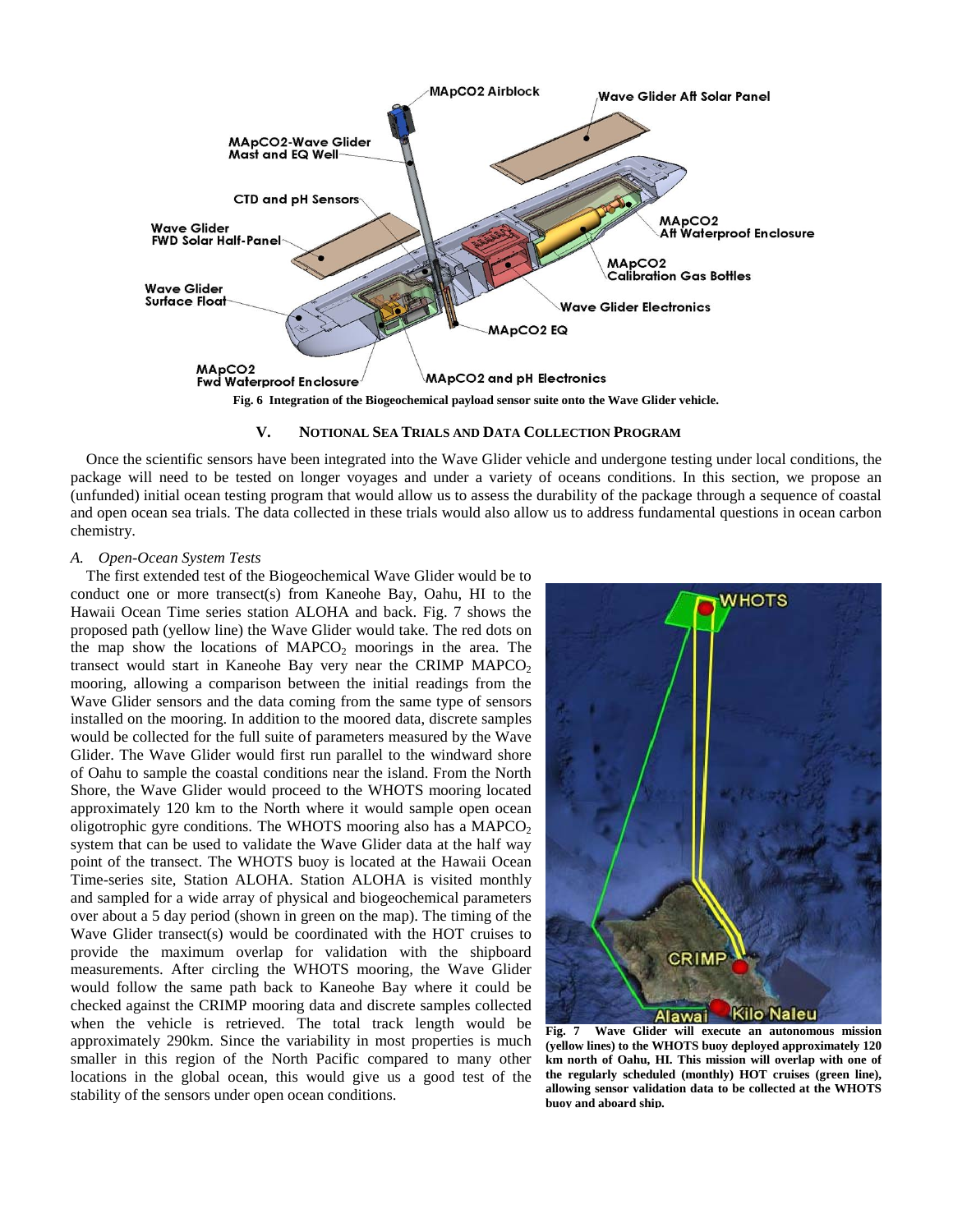Fig. 6 Integration of the Biogeochemical payload sensor suite onto the Wave Glider vehicle.

## V. Notional Sea Trials and Data Collection Program

Once the scientific sensors have been integrated into the Wave Glider vehicle and undergone testing under local conditions, the package will need to be tested on longer voyages and under a variety of oceans conditions. In this section, we propose an (unfunded) initial ocean testing program that would allow us to assess the durability of the package through a sequence of coastal and open ocean sea trials. The data collected in these trials would also allow us to address fundamental questions in ocean carbon chemistry.

### *A. Open-Ocean System Tests*

The first extended test of the Biogeochemical Wave Glider would be to conduct one or more transect(s) from Kaneohe Bay, Oahu, HI to the Hawaii Ocean Time series station ALOHA and back. Fig. 7 shows the proposed path (yellow line) the Wave Glider would take. The red dots on the map show the locations of $MAPCO_2$ moorings in the area. The transect would start in Kaneohe Bay very near the CRIMP $MAPCO_2$ mooring, allowing a comparison between the initial readings from the Wave Glider sensors and the data coming from the same type of sensors installed on the mooring. In addition to the moored data, discrete samples would be collected for the full suite of parameters measured by the Wave Glider. The Wave Glider would first run parallel to the windward shore of Oahu to sample the coastal conditions near the island. From the North Shore, the Wave Glider would proceed to the WHOTS mooring located approximately 120 km to the North where it would sample open ocean oligotrophic gyre conditions. The WHOTS mooring also has a $MAPCO_2$ system that can be used to validate the Wave Glider data at the half way point of the transect. The WHOTS buoy is located at the Hawaii Ocean Time-series site, Station ALOHA. Station ALOHA is visited monthly and sampled for a wide array of physical and biogeochemical parameters over about a 5 day period (shown in green on the map). The timing of the Wave Glider transect(s) would be coordinated with the HOT cruises to provide the maximum overlap for validation with the shipboard measurements. After circling the WHOTS mooring, the Wave Glider would follow the same path back to Kaneohe Bay where it could be checked against the CRIMP mooring data and discrete samples collected when the vehicle is retrieved. The total track length would be approximately 290km. Since the variability in most properties is much smaller in this region of the North Pacific compared to many other locations in the global ocean, this would give us a good test of the stability of the sensors under open ocean conditions.

**Fig. 7 Wave Glider will execute an autonomous mission (yellow lines) to the WHOTS buoy deployed approximately 120 km north of Oahu, HI. This mission will overlap with one of the regularly scheduled (monthly) HOT cruises (green line), allowing sensor validation data to be collected at the WHOTS buoy and aboard ship.**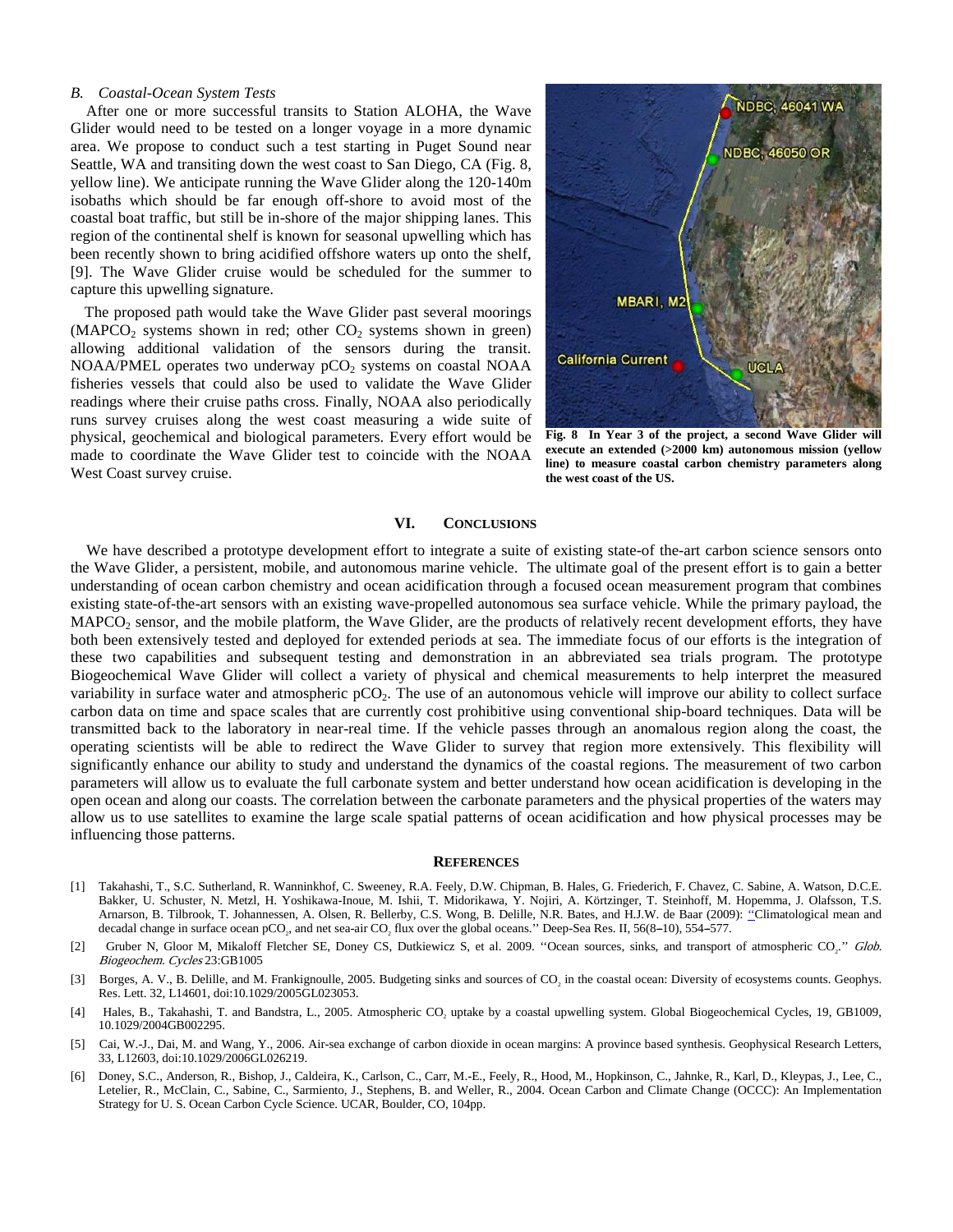### *B. Coastal-Ocean System Tests*

After one or more successful transits to Station ALOHA, the Wave Glider would need to be tested on a longer voyage in a more dynamic area. We propose to conduct such a test starting in Puget Sound near Seattle, WA and transiting down the west coast to San Diego, CA (Fig. 8, yellow line). We anticipate running the Wave Glider along the 120-140m isobaths which should be far enough off-shore to avoid most of the coastal boat traffic, but still be in-shore of the major shipping lanes. This region of the continental shelf is known for seasonal upwelling which has been recently shown to bring acidified offshore waters up onto the shelf, [9]. The Wave Glider cruise would be scheduled for the summer to capture this upwelling signature.

The proposed path would take the Wave Glider past several moorings ($MAPCO_2$ systems shown in red; other $CO_2$ systems shown in green) allowing additional validation of the sensors during the transit. NOAA/PMEL operates two underway $pCO_2$ systems on coastal NOAA fisheries vessels that could also be used to validate the Wave Glider readings where their cruise paths cross. Finally, NOAA also periodically runs survey cruises along the west coast measuring a wide suite of physical, geochemical and biological parameters. Every effort would be made to coordinate the Wave Glider test to coincide with the NOAA West Coast survey cruise.

**Fig. 8 In Year 3 of the project, a second Wave Glider will execute an extended (>2000 km) autonomous mission (yellow line) to measure coastal carbon chemistry parameters along the west coast of the US.**

## VI. CONCLUSIONS

We have described a prototype development effort to integrate a suite of existing state-of-the-art carbon science sensors onto the Wave Glider, a persistent, mobile, and autonomous marine vehicle. The ultimate goal of the present effort is to gain a better understanding of ocean carbon chemistry and ocean acidification through a focused ocean measurement program that combines existing state-of-the-art sensors with an existing wave-propelled autonomous sea surface vehicle. While the primary payload, the $MAPCO_2$ sensor, and the mobile platform, the Wave Glider, are the products of relatively recent development efforts, they have both been extensively tested and deployed for extended periods at sea. The immediate focus of our efforts is the integration of these two capabilities and subsequent testing and demonstration in an abbreviated sea trials program. The prototype Biogeochemical Wave Glider will collect a variety of physical and chemical measurements to help interpret the measured variability in surface water and atmospheric $pCO_2$. The use of an autonomous vehicle will improve our ability to collect surface carbon data on time and space scales that are currently cost prohibitive using conventional ship-board techniques. Data will be transmitted back to the laboratory in near-real time. If the vehicle passes through an anomalous region along the coast, the operating scientists will be able to redirect the Wave Glider to survey that region more extensively. This flexibility will significantly enhance our ability to study and understand the dynamics of the coastal regions. The measurement of two carbon parameters will allow us to evaluate the full carbonate system and better understand how ocean acidification is developing in the open ocean and along our coasts. The correlation between the carbonate parameters and the physical properties of the waters may allow us to use satellites to examine the large scale spatial patterns of ocean acidification and how physical processes may be influencing those patterns.

## REFERENCES

[1] Takahashi, T., S.C. Sutherland, R. Wanninkhof, C. Sweeney, R.A. Feely, D.W. Chipman, B. Hales, G. Friederich, F. Chavez, C. Sabine, A. Watson, D.C.E. Bakker, U. Schuster, N. Metzl, H. Yoshikawa-Inoue, M. Ishii, T. Midorikawa, Y. Nojiri, A. Körtzinger, T. Steinhoff, M. Hopemma, J. Olafsson, T.S. Arnarson, B. Tilbrook, T. Johannessen, A. Olsen, R. Bellerby, C.S. Wong, B. Delille, N.R. Bates, and H.J.W. de Baar (2009): ''Climatological mean and decadal change in surface ocean $pCO_2$, and net sea-air $CO_2$ flux over the global oceans.'' Deep-Sea Res. II, 56(8–10), 554–577.

[2] Gruber N, Gloor M, Mikaloff Fletcher SE, Doney CS, Dutkiewicz S, et al. 2009. ''Ocean sources, sinks, and transport of atmospheric $CO_2$.'' *Glob. Biogeochem. Cycles* 23:GB1005

[3] Borges, A. V., B. Delille, and M. Frankignoulle, 2005. Budgeting sinks and sources of $CO_2$ in the coastal ocean: Diversity of ecosystems counts. Geophys. Res. Lett. 32, L14601, doi:10.1029/2005GL023053.

[4] Hales, B., Takahashi, T. and Bandstra, L., 2005. Atmospheric $CO_2$ uptake by a coastal upwelling system. Global Biogeochemical Cycles, 19, GB1009, 10.1029/2004GB002295.

[5] Cai, W.-J., Dai, M. and Wang, Y., 2006. Air-sea exchange of carbon dioxide in ocean margins: A province based synthesis. Geophysical Research Letters, 33, L12603, doi:10.1029/2006GL026219.

[6] Doney, S.C., Anderson, R., Bishop, J., Caldeira, K., Carlson, C., Carr, M.-E., Feely, R., Hood, M., Hopkinson, C., Jahnke, R., Karl, D., Kleypas, J., Lee, C., Letelier, R., McClain, C., Sabine, C., Sarmiento, J., Stephens, B. and Weller, R., 2004. Ocean Carbon and Climate Change (OCCC): An Implementation Strategy for U. S. Ocean Carbon Cycle Science. UCAR, Boulder, CO, 104pp.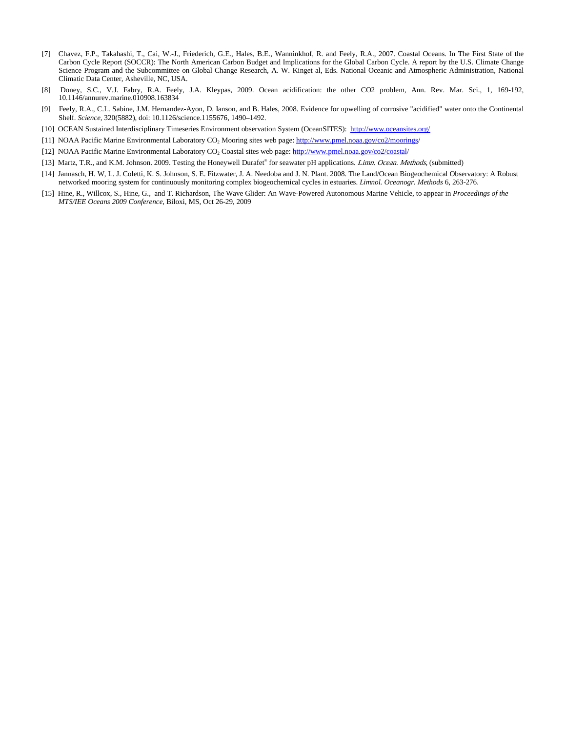[7] Chavez, F.P., Takahashi, T., Cai, W.-J., Friederich, G.E., Hales, B.E., Wanninkhof, R. and Feely, R.A., 2007. Coastal Oceans. In The First State of the Carbon Cycle Report (SOCCR): The North American Carbon Budget and Implications for the Global Carbon Cycle. A report by the U.S. Climate Change Science Program and the Subcommittee on Global Change Research, A. W. Kinget al, Eds. National Oceanic and Atmospheric Administration, National Climatic Data Center, Asheville, NC, USA.

[8] Doney, S.C., V.J. Fabry, R.A. Feely, J.A. Kleypas, 2009. Ocean acidification: the other CO2 problem, Ann. Rev. Mar. Sci., 1, 169-192, 10.1146/annurev.marine.010908.163834

[9] Feely, R.A., C.L. Sabine, J.M. Hernandez-Ayon, D. Ianson, and B. Hales, 2008. Evidence for upwelling of corrosive "acidified" water onto the Continental Shelf. *Science*, 320(5882), doi: 10.1126/science.1155676, 1490–1492.

[10] OCEAN Sustained Interdisciplinary Timeseries Environment observation System (OceanSITES): http://www.oceansites.org/

[11] NOAA Pacific Marine Environmental Laboratory $CO_2$ Mooring sites web page: http://www.pmel.noaa.gov/co2/moorings/

[12] NOAA Pacific Marine Environmental Laboratory $CO_2$ Coastal sites web page: http://www.pmel.noaa.gov/co2/coastal/

[13] Martz, T.R., and K.M. Johnson. 2009. Testing the Honeywell Durafet® for seawater pH applications. *Limn. Ocean. Methods*, (submitted)

[14] Jannasch, H. W, L. J. Coletti, K. S. Johnson, S. E. Fitzwater, J. A. Needoba and J. N. Plant. 2008. The Land/Ocean Biogeochemical Observatory: A Robust networked mooring system for continuously monitoring complex biogeochemical cycles in estuaries. *Limnol. Oceanogr. Methods* 6, 263-276.

[15] Hine, R., Willcox, S., Hine, G., and T. Richardson, The Wave Glider: An Wave-Powered Autonomous Marine Vehicle, to appear in *Proceedings of the MTS/IEE Oceans 2009 Conference*, Biloxi, MS, Oct 26-29, 2009